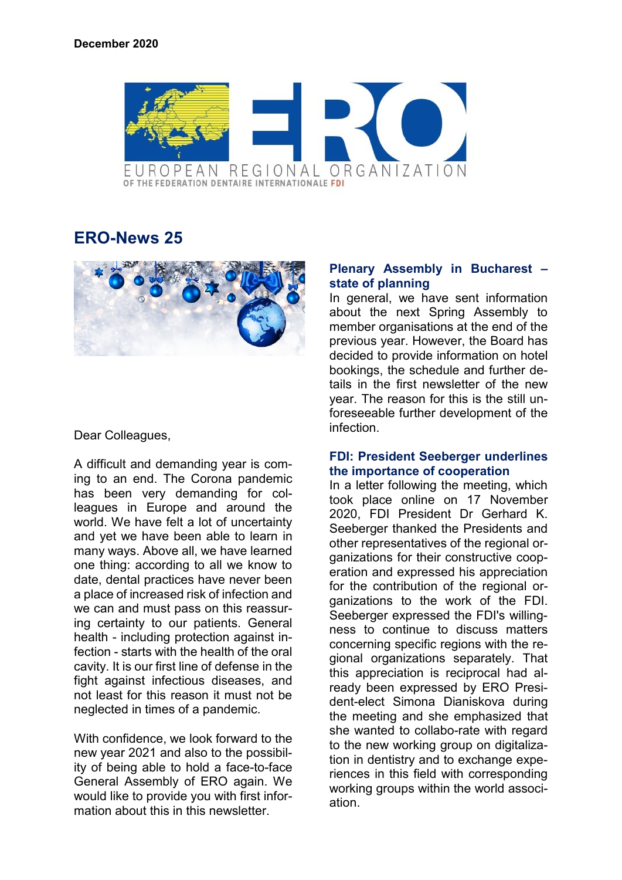**December 2020**

EUROPEAN REGIONAL ORGANIZATION
OF THE FEDERATION DENTAIRE INTERNATIONALE FDI

# ERO-News 25

Dear Colleagues,

A difficult and demanding year is coming to an end. The Corona pandemic has been very demanding for colleagues in Europe and around the world. We have felt a lot of uncertainty and yet we have been able to learn in many ways. Above all, we have learned one thing: according to all we know to date, dental practices have never been a place of increased risk of infection and we can and must pass on this reassuring certainty to our patients. General health - including protection against infection - starts with the health of the oral cavity. It is our first line of defense in the fight against infectious diseases, and not least for this reason it must not be neglected in times of a pandemic.

With confidence, we look forward to the new year 2021 and also to the possibility of being able to hold a face-to-face General Assembly of ERO again. We would like to provide you with first information about this in this newsletter.

### Plenary Assembly in Bucharest – state of planning

In general, we have sent information about the next Spring Assembly to member organisations at the end of the previous year. However, the Board has decided to provide information on hotel bookings, the schedule and further details in the first newsletter of the new year. The reason for this is the still unforeseeable further development of the infection.

### FDI: President Seeberger underlines the importance of cooperation

In a letter following the meeting, which took place online on 17 November 2020, FDI President Dr Gerhard K. Seeberger thanked the Presidents and other representatives of the regional organizations for their constructive cooperation and expressed his appreciation for the contribution of the regional organizations to the work of the FDI. Seeberger expressed the FDI's willingness to continue to discuss matters concerning specific regions with the regional organizations separately. That this appreciation is reciprocal had already been expressed by ERO President-elect Simona Dianiskova during the meeting and she emphasized that she wanted to collabo-rate with regard to the new working group on digitalization in dentistry and to exchange experiences in this field with corresponding working groups within the world association.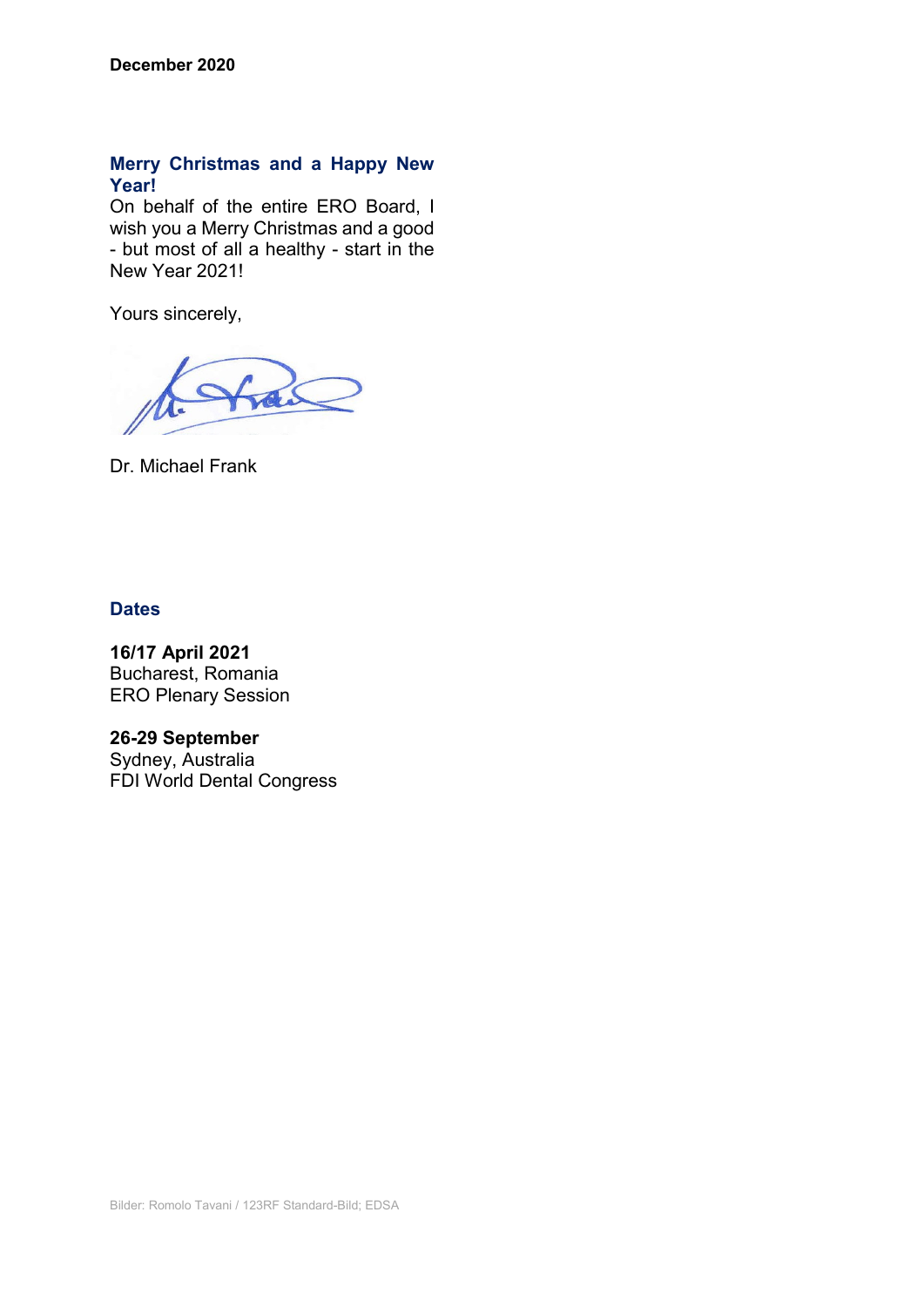**December 2020**

## Merry Christmas and a Happy New Year!

On behalf of the entire ERO Board, I wish you a Merry Christmas and a good - but most of all a healthy - start in the New Year 2021!

Yours sincerely,

Dr. Michael Frank

## Dates

**16/17 April 2021**
Bucharest, Romania
ERO Plenary Session

**26-29 September**
Sydney, Australia
FDI World Dental Congress

Bilder: Romolo Tavani / 123RF Standard-Bild; EDSA